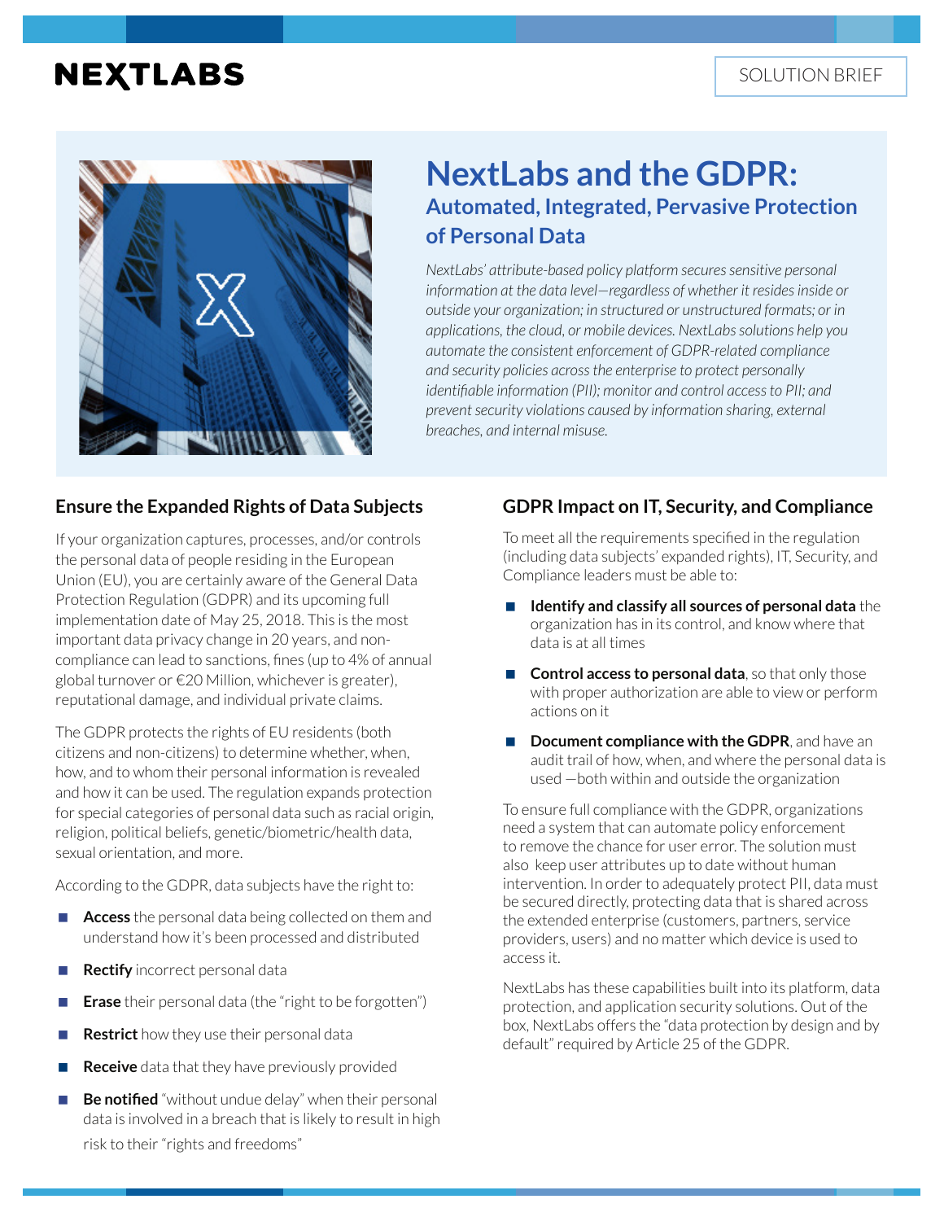NEXTLABS

SOLUTION BRIEF

# NextLabs and the GDPR:

## Automated, Integrated, Pervasive Protection of Personal Data

*NextLabs' attribute-based policy platform secures sensitive personal information at the data level—regardless of whether it resides inside or outside your organization; in structured or unstructured formats; or in applications, the cloud, or mobile devices. NextLabs solutions help you automate the consistent enforcement of GDPR-related compliance and security policies across the enterprise to protect personally identifiable information (PII); monitor and control access to PII; and prevent security violations caused by information sharing, external breaches, and internal misuse.*

### Ensure the Expanded Rights of Data Subjects

If your organization captures, processes, and/or controls the personal data of people residing in the European Union (EU), you are certainly aware of the General Data Protection Regulation (GDPR) and its upcoming full implementation date of May 25, 2018. This is the most important data privacy change in 20 years, and non-compliance can lead to sanctions, fines (up to 4% of annual global turnover or €20 Million, whichever is greater), reputational damage, and individual private claims.

The GDPR protects the rights of EU residents (both citizens and non-citizens) to determine whether, when, how, and to whom their personal information is revealed and how it can be used. The regulation expands protection for special categories of personal data such as racial origin, religion, political beliefs, genetic/biometric/health data, sexual orientation, and more.

According to the GDPR, data subjects have the right to:

- **Access** the personal data being collected on them and understand how it's been processed and distributed
- **Rectify** incorrect personal data
- **Erase** their personal data (the "right to be forgotten")
- **Restrict** how they use their personal data
- **Receive** data that they have previously provided
- **Be notified** "without undue delay" when their personal data is involved in a breach that is likely to result in high risk to their "rights and freedoms"

### GDPR Impact on IT, Security, and Compliance

To meet all the requirements specified in the regulation (including data subjects' expanded rights), IT, Security, and Compliance leaders must be able to:

- **Identify and classify all sources of personal data** the organization has in its control, and know where that data is at all times
- **Control access to personal data**, so that only those with proper authorization are able to view or perform actions on it
- **Document compliance with the GDPR**, and have an audit trail of how, when, and where the personal data is used —both within and outside the organization

To ensure full compliance with the GDPR, organizations need a system that can automate policy enforcement to remove the chance for user error. The solution must also keep user attributes up to date without human intervention. In order to adequately protect PII, data must be secured directly, protecting data that is shared across the extended enterprise (customers, partners, service providers, users) and no matter which device is used to access it.

NextLabs has these capabilities built into its platform, data protection, and application security solutions. Out of the box, NextLabs offers the "data protection by design and by default" required by Article 25 of the GDPR.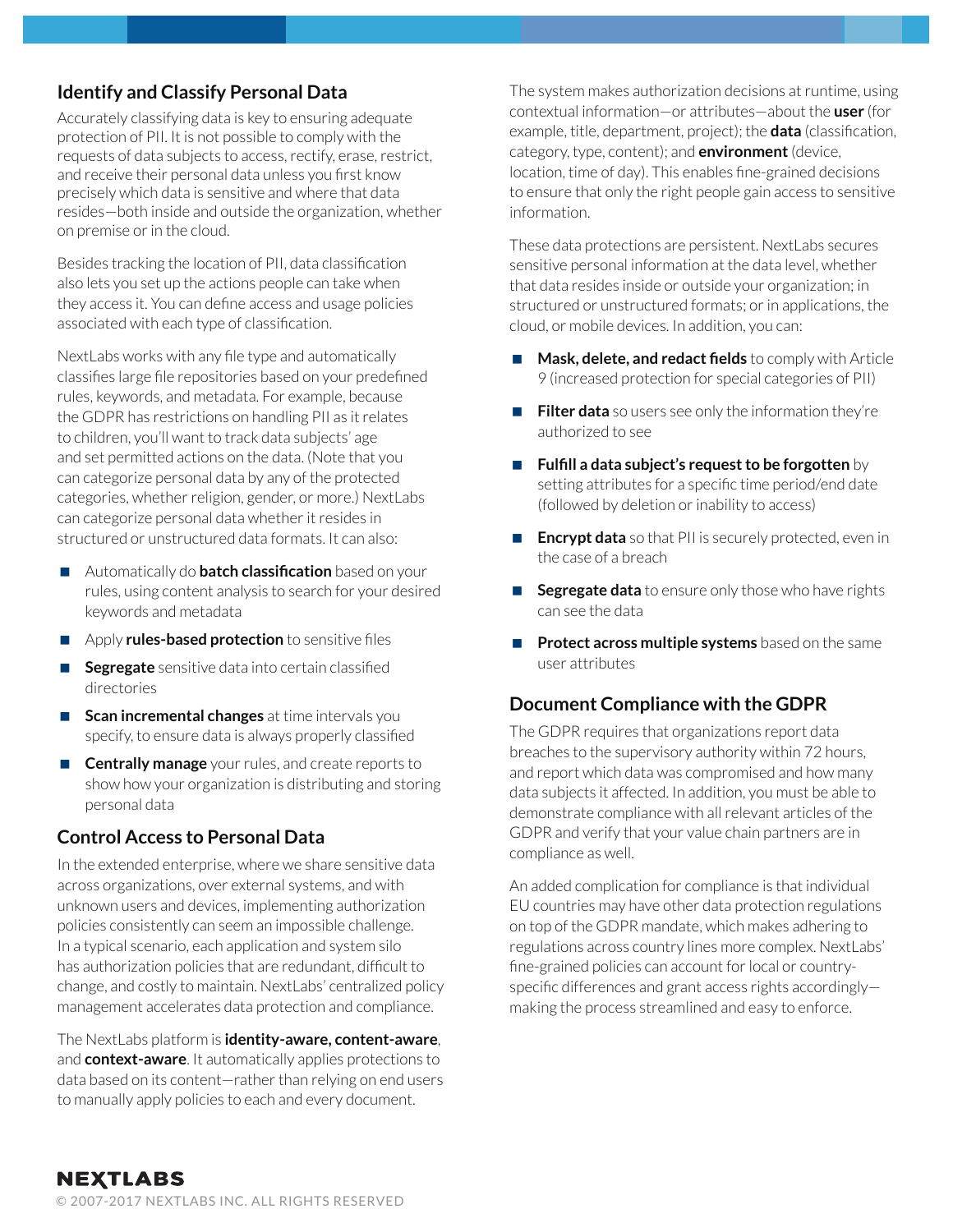## Identify and Classify Personal Data

Accurately classifying data is key to ensuring adequate protection of PII. It is not possible to comply with the requests of data subjects to access, rectify, erase, restrict, and receive their personal data unless you first know precisely which data is sensitive and where that data resides—both inside and outside the organization, whether on premise or in the cloud.

Besides tracking the location of PII, data classification also lets you set up the actions people can take when they access it. You can define access and usage policies associated with each type of classification.

NextLabs works with any file type and automatically classifies large file repositories based on your predefined rules, keywords, and metadata. For example, because the GDPR has restrictions on handling PII as it relates to children, you'll want to track data subjects' age and set permitted actions on the data. (Note that you can categorize personal data by any of the protected categories, whether religion, gender, or more.) NextLabs can categorize personal data whether it resides in structured or unstructured data formats. It can also:

- Automatically do **batch classification** based on your rules, using content analysis to search for your desired keywords and metadata
- Apply **rules-based protection** to sensitive files
- **Segregate** sensitive data into certain classified directories
- **Scan incremental changes** at time intervals you specify, to ensure data is always properly classified
- **Centrally manage** your rules, and create reports to show how your organization is distributing and storing personal data

## Control Access to Personal Data

In the extended enterprise, where we share sensitive data across organizations, over external systems, and with unknown users and devices, implementing authorization policies consistently can seem an impossible challenge. In a typical scenario, each application and system silo has authorization policies that are redundant, difficult to change, and costly to maintain. NextLabs' centralized policy management accelerates data protection and compliance.

The NextLabs platform is **identity-aware, content-aware**, and **context-aware**. It automatically applies protections to data based on its content—rather than relying on end users to manually apply policies to each and every document.

The system makes authorization decisions at runtime, using contextual information—or attributes—about the **user** (for example, title, department, project); the **data** (classification, category, type, content); and **environment** (device, location, time of day). This enables fine-grained decisions to ensure that only the right people gain access to sensitive information.

These data protections are persistent. NextLabs secures sensitive personal information at the data level, whether that data resides inside or outside your organization; in structured or unstructured formats; or in applications, the cloud, or mobile devices. In addition, you can:

- **Mask, delete, and redact fields** to comply with Article 9 (increased protection for special categories of PII)
- **Filter data** so users see only the information they're authorized to see
- **Fulfill a data subject's request to be forgotten** by setting attributes for a specific time period/end date (followed by deletion or inability to access)
- **Encrypt data** so that PII is securely protected, even in the case of a breach
- **Segregate data** to ensure only those who have rights can see the data
- **Protect across multiple systems** based on the same user attributes

## Document Compliance with the GDPR

The GDPR requires that organizations report data breaches to the supervisory authority within 72 hours, and report which data was compromised and how many data subjects it affected. In addition, you must be able to demonstrate compliance with all relevant articles of the GDPR and verify that your value chain partners are in compliance as well.

An added complication for compliance is that individual EU countries may have other data protection regulations on top of the GDPR mandate, which makes adhering to regulations across country lines more complex. NextLabs' fine-grained policies can account for local or country-specific differences and grant access rights accordingly—making the process streamlined and easy to enforce.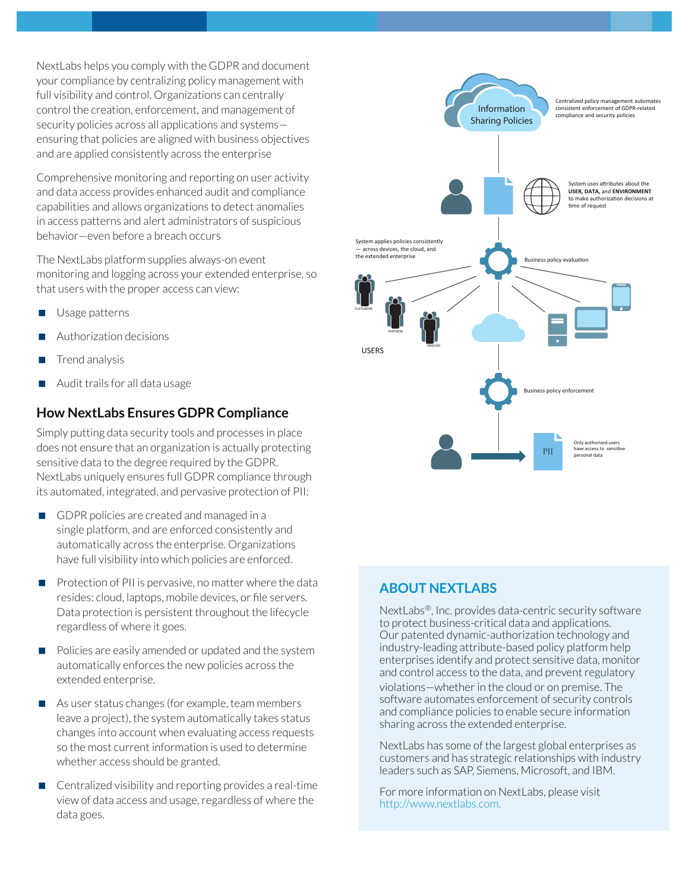NextLabs helps you comply with the GDPR and document your compliance by centralizing policy management with full visibility and control. Organizations can centrally control the creation, enforcement, and management of security policies across all applications and systems—ensuring that policies are aligned with business objectives and are applied consistently across the enterprise

Comprehensive monitoring and reporting on user activity and data access provides enhanced audit and compliance capabilities and allows organizations to detect anomalies in access patterns and alert administrators of suspicious behavior—even before a breach occurs

The NextLabs platform supplies always-on event monitoring and logging across your extended enterprise, so that users with the proper access can view:

- Usage patterns
- Authorization decisions
- Trend analysis
- Audit trails for all data usage

## How NextLabs Ensures GDPR Compliance

Simply putting data security tools and processes in place does not ensure that an organization is actually protecting sensitive data to the degree required by the GDPR. NextLabs uniquely ensures full GDPR compliance through its automated, integrated, and pervasive protection of PII:

- GDPR policies are created and managed in a single platform, and are enforced consistently and automatically across the enterprise. Organizations have full visibility into which policies are enforced.
- Protection of PII is pervasive, no matter where the data resides: cloud, laptops, mobile devices, or file servers. Data protection is persistent throughout the lifecycle regardless of where it goes.
- Policies are easily amended or updated and the system automatically enforces the new policies across the extended enterprise.
- As user status changes (for example, team members leave a project), the system automatically takes status changes into account when evaluating access requests so the most current information is used to determine whether access should be granted.
- Centralized visibility and reporting provides a real-time view of data access and usage, regardless of where the data goes.

Information Sharing Policies

Centralized policy management automates consistent enforcement of GDPR-related compliance and security policies

System uses attributes about the **USER, DATA,** and **ENVIRONMENT** to make authorization decisions at time of request

System applies policies consistently — across devices, the cloud, and the extended enterprise

Business policy evaluation

CUSTOMERS

PARTNERS

VENDORS

USERS

Business policy enforcement

PII

Only authorized users have access to sensitive personal data

## ABOUT NEXTLABS

NextLabs®, Inc. provides data-centric security software to protect business-critical data and applications. Our patented dynamic-authorization technology and industry-leading attribute-based policy platform help enterprises identify and protect sensitive data, monitor and control access to the data, and prevent regulatory violations—whether in the cloud or on premise. The software automates enforcement of security controls and compliance policies to enable secure information sharing across the extended enterprise.

NextLabs has some of the largest global enterprises as customers and has strategic relationships with industry leaders such as SAP, Siemens, Microsoft, and IBM.

For more information on NextLabs, please visit http://www.nextlabs.com.